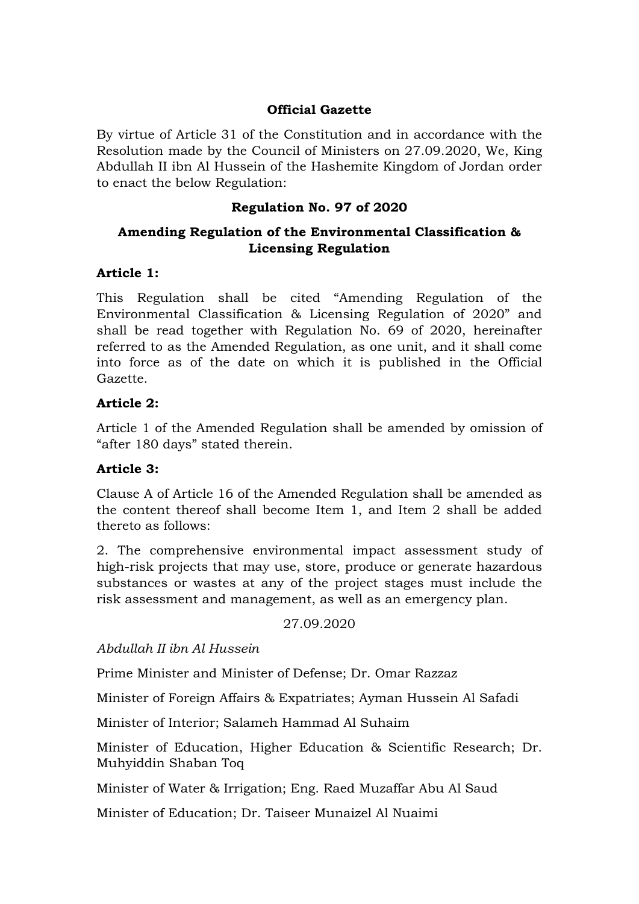**Official Gazette**

By virtue of Article 31 of the Constitution and in accordance with the Resolution made by the Council of Ministers on 27.09.2020, We, King Abdullah II ibn Al Hussein of the Hashemite Kingdom of Jordan order to enact the below Regulation:

## Regulation No. 97 of 2020

## Amending Regulation of the Environmental Classification & Licensing Regulation

**Article 1:**

This Regulation shall be cited "Amending Regulation of the Environmental Classification & Licensing Regulation of 2020" and shall be read together with Regulation No. 69 of 2020, hereinafter referred to as the Amended Regulation, as one unit, and it shall come into force as of the date on which it is published in the Official Gazette.

**Article 2:**

Article 1 of the Amended Regulation shall be amended by omission of "after 180 days" stated therein.

**Article 3:**

Clause A of Article 16 of the Amended Regulation shall be amended as the content thereof shall become Item 1, and Item 2 shall be added thereto as follows:

2. The comprehensive environmental impact assessment study of high-risk projects that may use, store, produce or generate hazardous substances or wastes at any of the project stages must include the risk assessment and management, as well as an emergency plan.

27.09.2020

*Abdullah II ibn Al Hussein*

Prime Minister and Minister of Defense; Dr. Omar Razzaz

Minister of Foreign Affairs & Expatriates; Ayman Hussein Al Safadi

Minister of Interior; Salameh Hammad Al Suhaim

Minister of Education, Higher Education & Scientific Research; Dr. Muhyiddin Shaban Toq

Minister of Water & Irrigation; Eng. Raed Muzaffar Abu Al Saud

Minister of Education; Dr. Taiseer Munaizel Al Nuaimi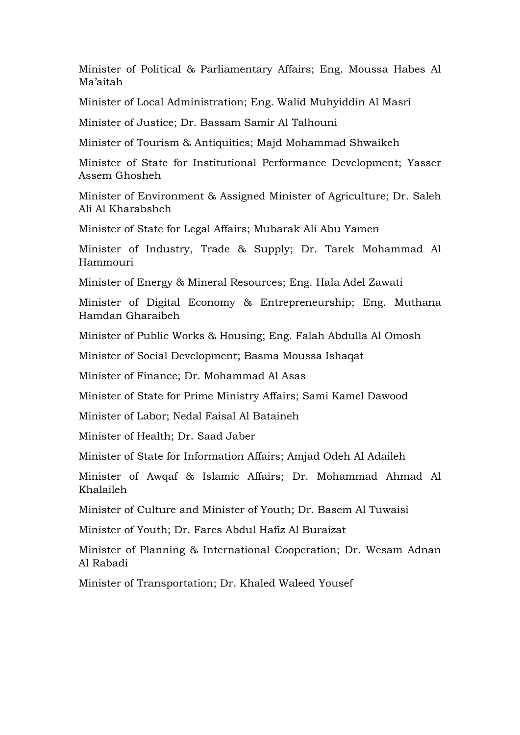Minister of Political & Parliamentary Affairs; Eng. Moussa Habes Al Ma'aitah

Minister of Local Administration; Eng. Walid Muhyiddin Al Masri

Minister of Justice; Dr. Bassam Samir Al Talhouni

Minister of Tourism & Antiquities; Majd Mohammad Shwaikeh

Minister of State for Institutional Performance Development; Yasser Assem Ghosheh

Minister of Environment & Assigned Minister of Agriculture; Dr. Saleh Ali Al Kharabsheh

Minister of State for Legal Affairs; Mubarak Ali Abu Yamen

Minister of Industry, Trade & Supply; Dr. Tarek Mohammad Al Hammouri

Minister of Energy & Mineral Resources; Eng. Hala Adel Zawati

Minister of Digital Economy & Entrepreneurship; Eng. Muthana Hamdan Gharaibeh

Minister of Public Works & Housing; Eng. Falah Abdulla Al Omosh

Minister of Social Development; Basma Moussa Ishaqat

Minister of Finance; Dr. Mohammad Al Asas

Minister of State for Prime Ministry Affairs; Sami Kamel Dawood

Minister of Labor; Nedal Faisal Al Bataineh

Minister of Health; Dr. Saad Jaber

Minister of State for Information Affairs; Amjad Odeh Al Adaileh

Minister of Awqaf & Islamic Affairs; Dr. Mohammad Ahmad Al Khalaileh

Minister of Culture and Minister of Youth; Dr. Basem Al Tuwaisi

Minister of Youth; Dr. Fares Abdul Hafiz Al Buraizat

Minister of Planning & International Cooperation; Dr. Wesam Adnan Al Rabadi

Minister of Transportation; Dr. Khaled Waleed Yousef